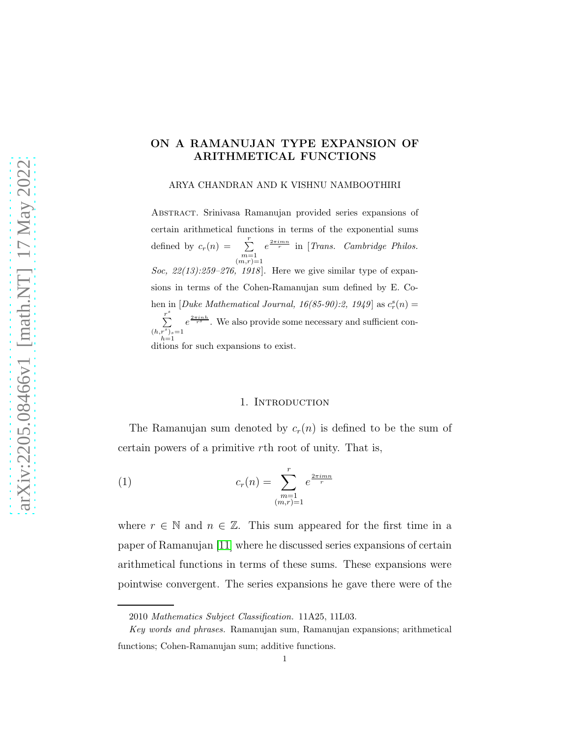# ON A RAMANUJAN TYPE EXPANSION OF ARITHMETICAL FUNCTIONS

ARYA CHANDRAN AND K VISHNU NAMBOOTHIRI

Abstract. Srinivasa Ramanujan provided series expansions of certain arithmetical functions in terms of the exponential sums defined by $c_r(n) = \sum_{\substack{m=1 \\ (m,r)=1}}^{r} e^{\frac{2\pi i m n}{r}}$ in [*Trans. Cambridge Philos. Soc, 22(13):259–276, 1918*]. Here we give similar type of expansions in terms of the Cohen-Ramanujan sum defined by E. Cohen in [*Duke Mathematical Journal, 16(85-90):2, 1949*] as $c_r^s(n) = \sum_{\substack{h=1 \\ (h,r^s)_s=1}}^{r^s} e^{\frac{2\pi i n h}{r^s}}$. We also provide some necessary and sufficient conditions for such expansions to exist.

## 1. Introduction

The Ramanujan sum denoted by $c_r(n)$ is defined to be the sum of certain powers of a primitive $r$th root of unity. That is,

$$c_r(n) = \sum_{\substack{m=1 \\ (m,r)=1}}^{r} e^{\frac{2\pi i m n}{r}} \tag{1}$$

where $r \in \mathbb{N}$ and $n \in \mathbb{Z}$. This sum appeared for the first time in a paper of Ramanujan [11] where he discussed series expansions of certain arithmetical functions in terms of these sums. These expansions were pointwise convergent. The series expansions he gave there were of the

2010 *Mathematics Subject Classification.* 11A25, 11L03.

*Key words and phrases.* Ramanujan sum, Ramanujan expansions; arithmetical functions; Cohen-Ramanujan sum; additive functions.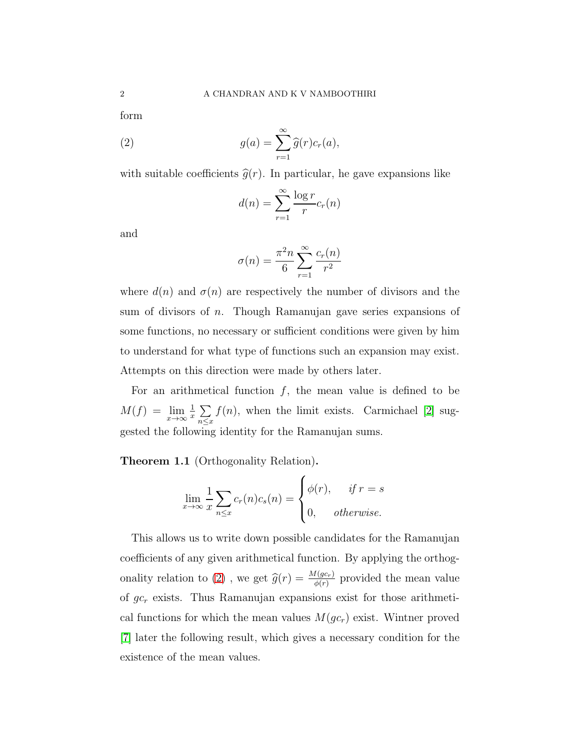form

$$g(a) = \sum_{r=1}^{\infty} \widehat{g}(r) c_r(a), \tag{2}$$

with suitable coefficients $\widehat{g}(r)$. In particular, he gave expansions like

$$d(n) = \sum_{r=1}^{\infty} \frac{\log r}{r} c_r(n)$$

and

$$\sigma(n) = \frac{\pi^2 n}{6} \sum_{r=1}^{\infty} \frac{c_r(n)}{r^2}$$

where $d(n)$ and $\sigma(n)$ are respectively the number of divisors and the sum of divisors of $n$. Though Ramanujan gave series expansions of some functions, no necessary or sufficient conditions were given by him to understand for what type of functions such an expansion may exist. Attempts on this direction were made by others later.

For an arithmetical function $f$, the mean value is defined to be $M(f) = \lim_{x\to\infty} \frac{1}{x} \sum_{n\leq x} f(n)$, when the limit exists. Carmichael [2] suggested the following identity for the Ramanujan sums.

**Theorem 1.1** (Orthogonality Relation)**.**

$$\lim_{x\to\infty} \frac{1}{x} \sum_{n\leq x} c_r(n) c_s(n) = \begin{cases} \phi(r), & \text{if } r = s \\ 0, & \text{otherwise.} \end{cases}$$

This allows us to write down possible candidates for the Ramanujan coefficients of any given arithmetical function. By applying the orthogonality relation to (2) , we get $\widehat{g}(r) = \frac{M(gc_r)}{\phi(r)}$ provided the mean value of $gc_r$ exists. Thus Ramanujan expansions exist for those arithmetical functions for which the mean values $M(gc_r)$ exist. Wintner proved [7] later the following result, which gives a necessary condition for the existence of the mean values.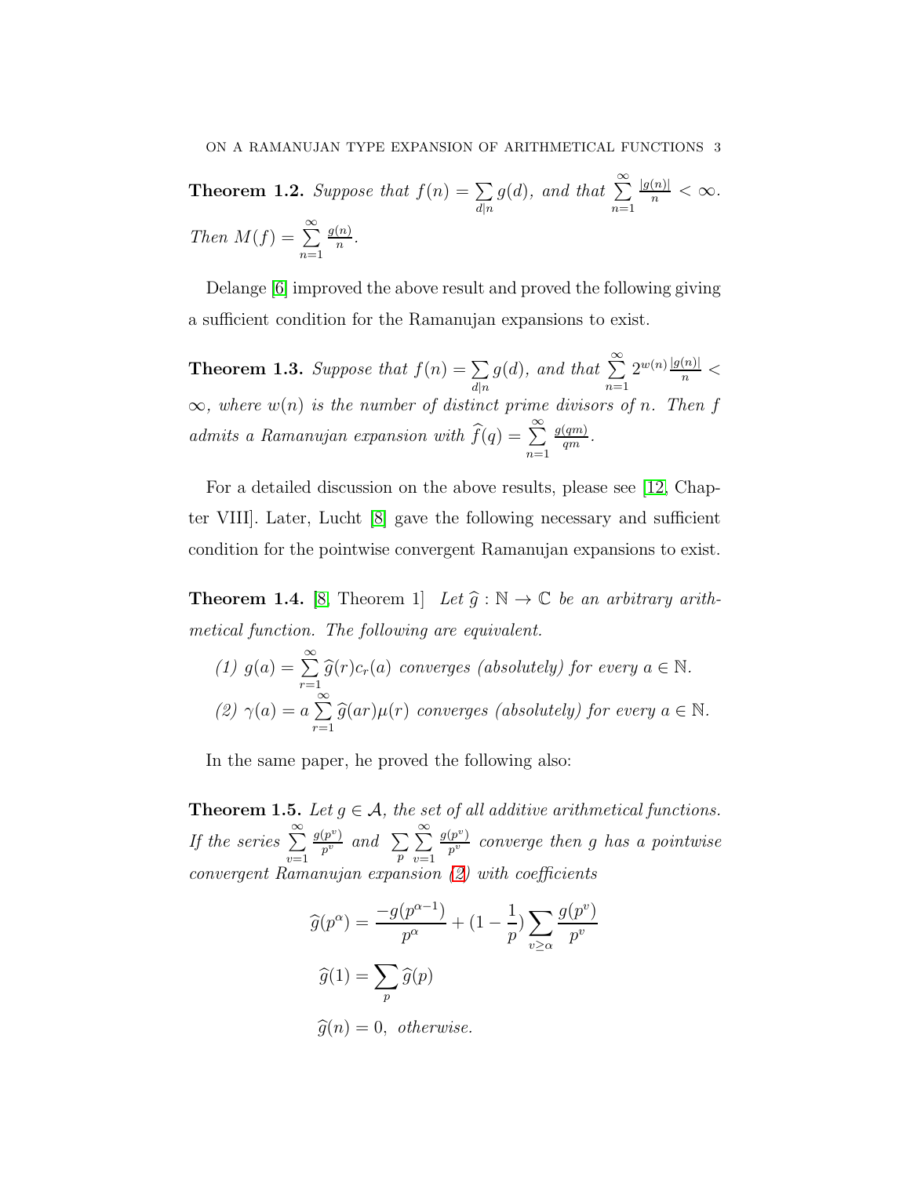**Theorem 1.2.** *Suppose that* $f(n) = \sum_{d|n} g(d)$*, and that* $\sum_{n=1}^{\infty} \frac{|g(n)|}{n} < \infty$*. Then* $M(f) = \sum_{n=1}^{\infty} \frac{g(n)}{n}$*.*

Delange [6] improved the above result and proved the following giving a sufficient condition for the Ramanujan expansions to exist.

**Theorem 1.3.** *Suppose that* $f(n) = \sum_{d|n} g(d)$*, and that* $\sum_{n=1}^{\infty} 2^{w(n)} \frac{|g(n)|}{n} < \infty$*, where* $w(n)$ *is the number of distinct prime divisors of* $n$*. Then* $f$ *admits a Ramanujan expansion with* $\widehat{f}(q) = \sum_{n=1}^{\infty} \frac{g(qm)}{qm}$*.*

For a detailed discussion on the above results, please see [12, Chapter VIII]. Later, Lucht [8] gave the following necessary and sufficient condition for the pointwise convergent Ramanujan expansions to exist.

**Theorem 1.4.** [8] Theorem 1] *Let* $\widehat{g} : \mathbb{N} \to \mathbb{C}$ *be an arbitrary arithmetical function. The following are equivalent.*

*(1)* $g(a) = \sum_{r=1}^{\infty} \widehat{g}(r) c_r(a)$ *converges (absolutely) for every* $a \in \mathbb{N}$*.*

*(2)* $\gamma(a) = a \sum_{r=1}^{\infty} \widehat{g}(ar) \mu(r)$ *converges (absolutely) for every* $a \in \mathbb{N}$*.*

In the same paper, he proved the following also:

**Theorem 1.5.** *Let* $g \in \mathcal{A}$*, the set of all additive arithmetical functions. If the series* $\sum_{v=1}^{\infty} \frac{g(p^v)}{p^v}$ *and* $\sum_{p} \sum_{v=1}^{\infty} \frac{g(p^v)}{p^v}$ *converge then* $g$ *has a pointwise convergent Ramanujan expansion (2) with coefficients*

$$\widehat{g}(p^\alpha) = \frac{-g(p^{\alpha-1})}{p^\alpha} + (1 - \frac{1}{p}) \sum_{v \geq \alpha} \frac{g(p^v)}{p^v}$$

$$\widehat{g}(1) = \sum_{p} \widehat{g}(p)$$

$$\widehat{g}(n) = 0, \text{ otherwise.}$$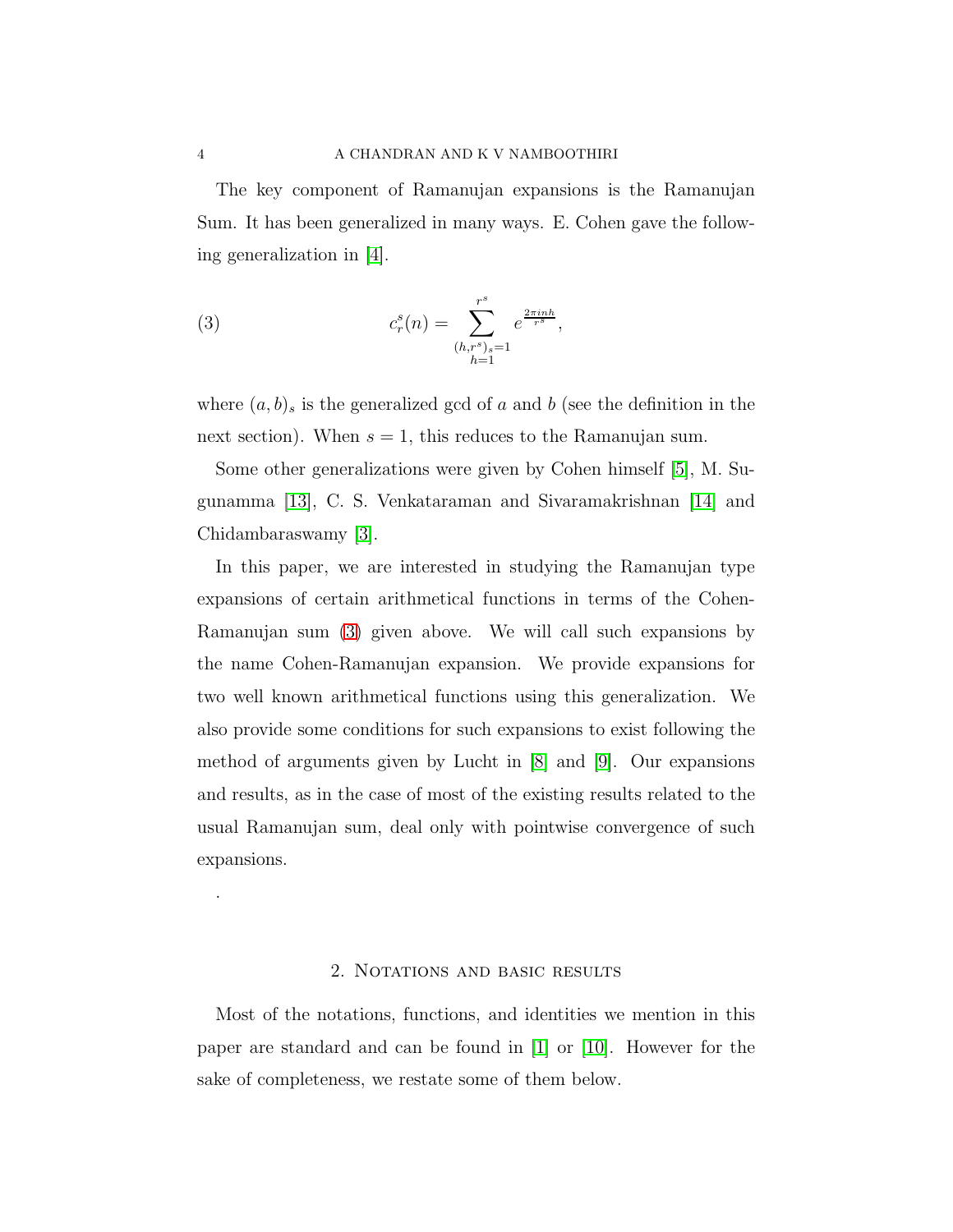The key component of Ramanujan expansions is the Ramanujan Sum. It has been generalized in many ways. E. Cohen gave the following generalization in [4].

$$c_r^s(n) = \sum_{\substack{h=1 \\ (h,r^s)_s=1}}^{r^s} e^{\frac{2\pi i n h}{r^s}}, \tag{3}$$

where $(a,b)_s$ is the generalized gcd of $a$ and $b$ (see the definition in the next section). When $s=1$, this reduces to the Ramanujan sum.

Some other generalizations were given by Cohen himself [5], M. Sugunamma [13], C. S. Venkataraman and Sivaramakrishnan [14] and Chidambaraswamy [3].

In this paper, we are interested in studying the Ramanujan type expansions of certain arithmetical functions in terms of the Cohen-Ramanujan sum (3) given above. We will call such expansions by the name Cohen-Ramanujan expansion. We provide expansions for two well known arithmetical functions using this generalization. We also provide some conditions for such expansions to exist following the method of arguments given by Lucht in [8] and [9]. Our expansions and results, as in the case of most of the existing results related to the usual Ramanujan sum, deal only with pointwise convergence of such expansions.

.

## 2. Notations and basic results

Most of the notations, functions, and identities we mention in this paper are standard and can be found in [1] or [10]. However for the sake of completeness, we restate some of them below.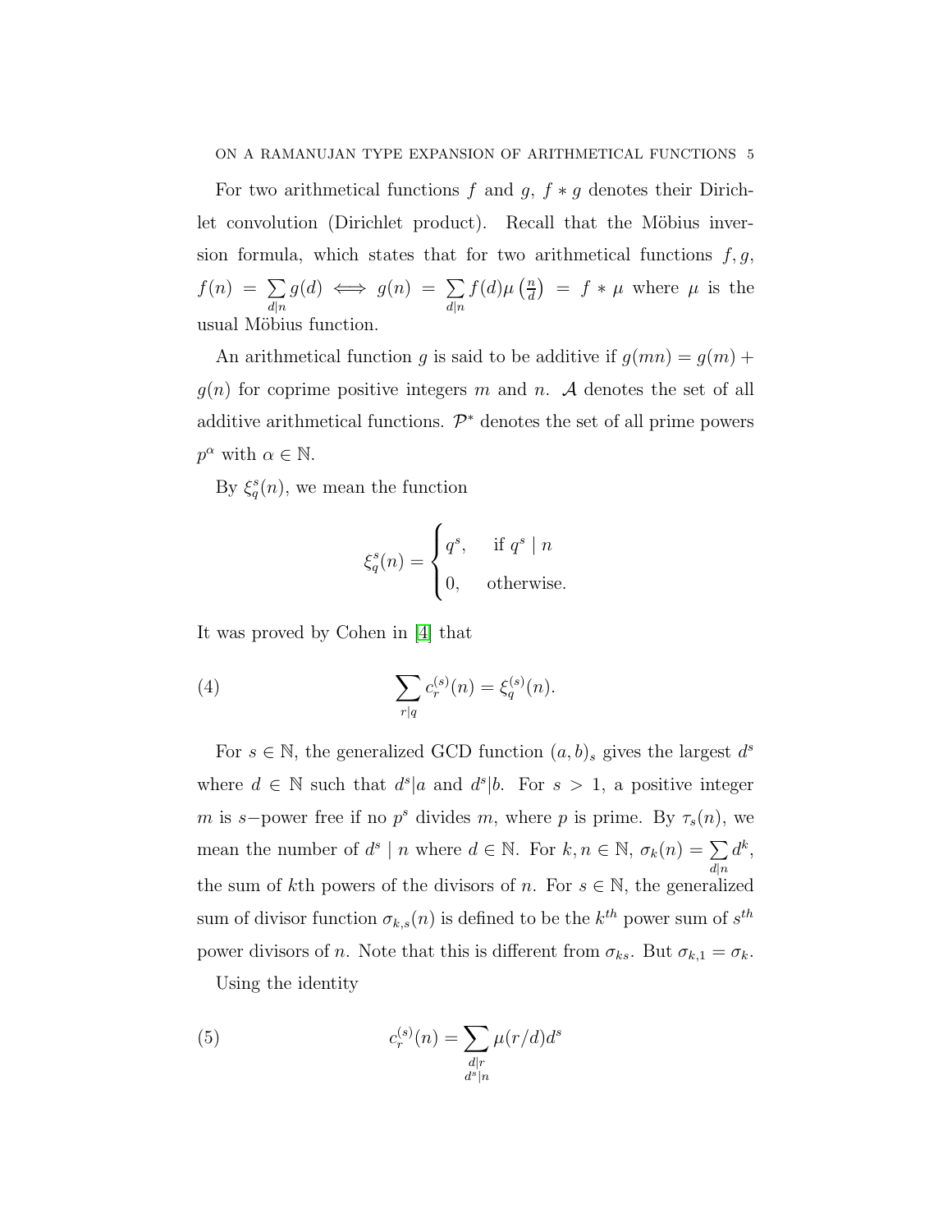For two arithmetical functions $f$ and $g$, $f * g$ denotes their Dirichlet convolution (Dirichlet product). Recall that the Möbius inversion formula, which states that for two arithmetical functions $f, g$, $f(n) = \sum_{d|n} g(d) \iff g(n) = \sum_{d|n} f(d)\mu\left(\frac{n}{d}\right) = f * \mu$ where $\mu$ is the usual Möbius function.

An arithmetical function $g$ is said to be additive if $g(mn) = g(m) + g(n)$ for coprime positive integers $m$ and $n$. $\mathcal{A}$ denotes the set of all additive arithmetical functions. $\mathcal{P}^*$ denotes the set of all prime powers $p^\alpha$ with $\alpha \in \mathbb{N}$.

By $\xi_q^s(n)$, we mean the function

$$\xi_q^s(n) = \begin{cases} q^s, & \text{if } q^s \mid n \\ 0, & \text{otherwise.} \end{cases}$$

It was proved by Cohen in [4] that

$$\sum_{r|q} c_r^{(s)}(n) = \xi_q^{(s)}(n). \tag{4}$$

For $s \in \mathbb{N}$, the generalized GCD function $(a, b)_s$ gives the largest $d^s$ where $d \in \mathbb{N}$ such that $d^s|a$ and $d^s|b$. For $s > 1$, a positive integer $m$ is $s-$power free if no $p^s$ divides $m$, where $p$ is prime. By $\tau_s(n)$, we mean the number of $d^s \mid n$ where $d \in \mathbb{N}$. For $k, n \in \mathbb{N}$, $\sigma_k(n) = \sum_{d|n} d^k$, the sum of $k$th powers of the divisors of $n$. For $s \in \mathbb{N}$, the generalized sum of divisor function $\sigma_{k,s}(n)$ is defined to be the $k^{th}$ power sum of $s^{th}$ power divisors of $n$. Note that this is different from $\sigma_{ks}$. But $\sigma_{k,1} = \sigma_k$.

Using the identity

$$c_r^{(s)}(n) = \sum_{\substack{d|r \\ d^s|n}} \mu(r/d) d^s \tag{5}$$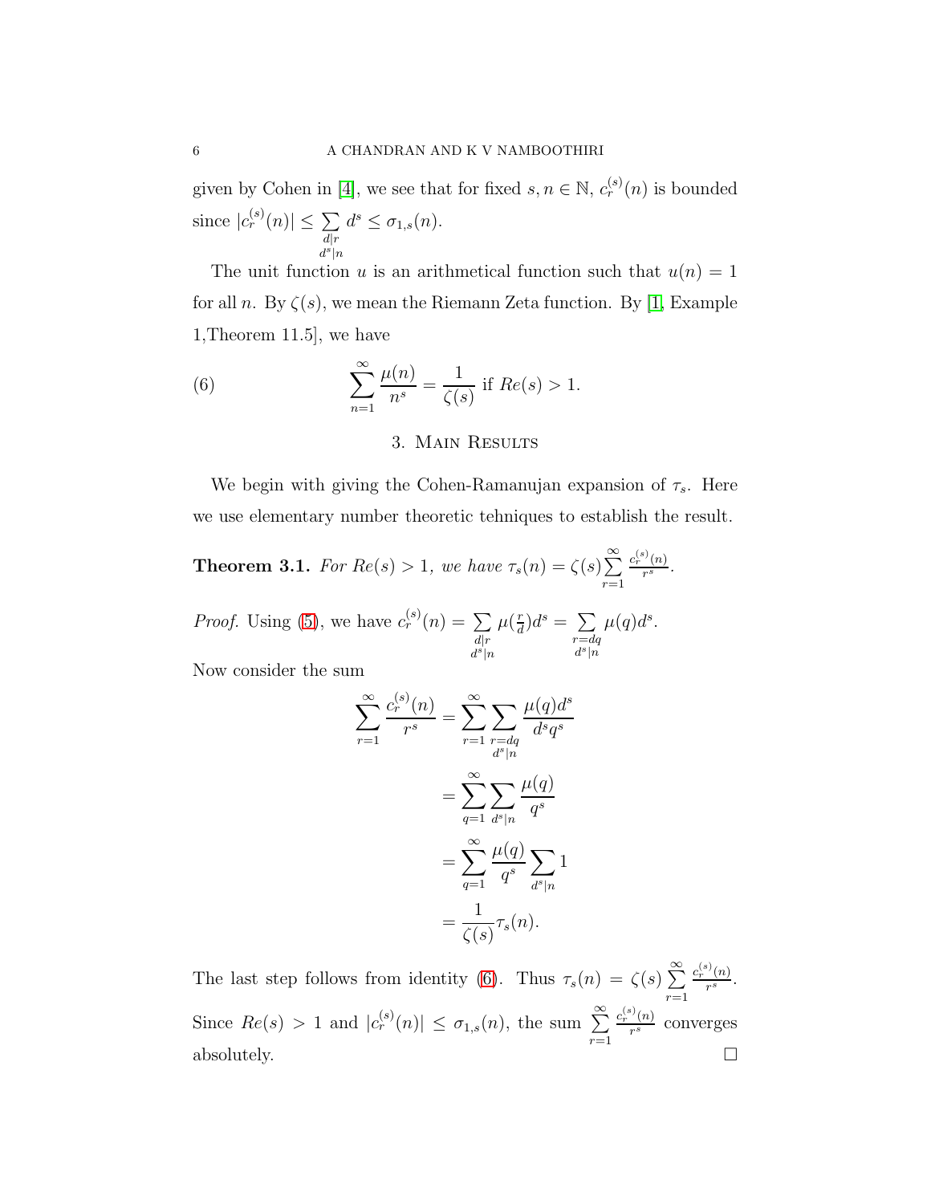given by Cohen in [4], we see that for fixed $s, n \in \mathbb{N}$, $c_r^{(s)}(n)$ is bounded since $|c_r^{(s)}(n)| \leq \sum\limits_{\substack{d|r \\ d^s|n}} d^s \leq \sigma_{1,s}(n)$.

The unit function $u$ is an arithmetical function such that $u(n) = 1$ for all $n$. By $\zeta(s)$, we mean the Riemann Zeta function. By [1, Example 1,Theorem 11.5], we have

$$\sum_{n=1}^{\infty} \frac{\mu(n)}{n^s} = \frac{1}{\zeta(s)} \text{ if } Re(s) > 1. \tag{6}$$

## 3. Main Results

We begin with giving the Cohen-Ramanujan expansion of $\tau_s$. Here we use elementary number theoretic tehniques to establish the result.

**Theorem 3.1.** *For $Re(s) > 1$, we have $\tau_s(n) = \zeta(s) \sum\limits_{r=1}^{\infty} \frac{c_r^{(s)}(n)}{r^s}$.*

*Proof.* Using (5), we have $c_r^{(s)}(n) = \sum\limits_{\substack{d|r \\ d^s|n}} \mu(\frac{r}{d}) d^s = \sum\limits_{\substack{r=dq \\ d^s|n}} \mu(q) d^s$.

Now consider the sum

$$\begin{aligned}
\sum_{r=1}^{\infty} \frac{c_r^{(s)}(n)}{r^s} &= \sum_{r=1}^{\infty} \sum_{\substack{r=dq \\ d^s|n}} \frac{\mu(q) d^s}{d^s q^s} \\
&= \sum_{q=1}^{\infty} \sum_{d^s|n} \frac{\mu(q)}{q^s} \\
&= \sum_{q=1}^{\infty} \frac{\mu(q)}{q^s} \sum_{d^s|n} 1 \\
&= \frac{1}{\zeta(s)} \tau_s(n).
\end{aligned}$$

The last step follows from identity (6). Thus $\tau_s(n) = \zeta(s) \sum\limits_{r=1}^{\infty} \frac{c_r^{(s)}(n)}{r^s}$. Since $Re(s) > 1$ and $|c_r^{(s)}(n)| \leq \sigma_{1,s}(n)$, the sum $\sum\limits_{r=1}^{\infty} \frac{c_r^{(s)}(n)}{r^s}$ converges absolutely. $\square$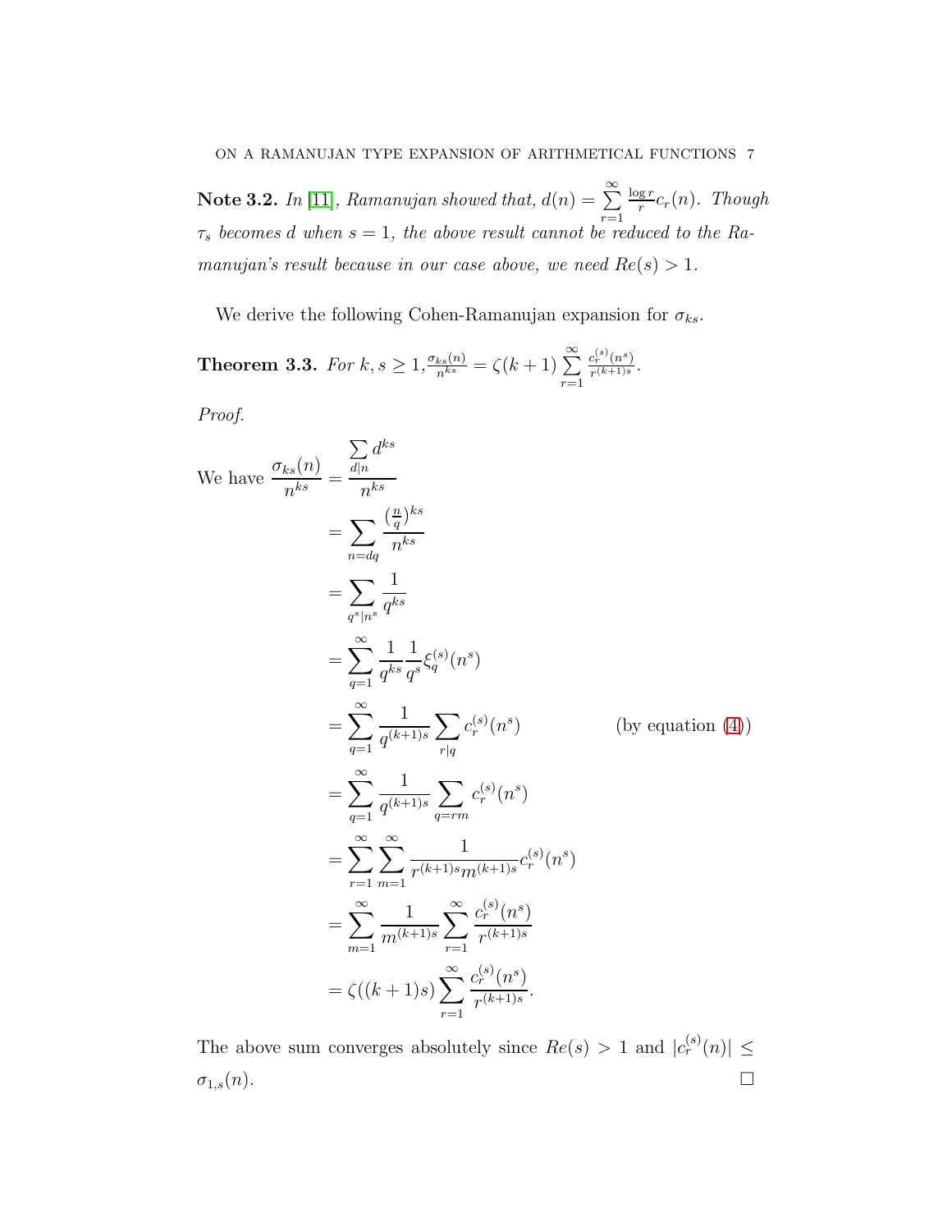**Note 3.2.** *In [11], Ramanujan showed that, $d(n) = \sum_{r=1}^{\infty} \frac{\log r}{r} c_r(n)$. Though $\tau_s$ becomes $d$ when $s = 1$, the above result cannot be reduced to the Ramanujan's result because in our case above, we need $Re(s) > 1$.*

We derive the following Cohen-Ramanujan expansion for $\sigma_{ks}$.

**Theorem 3.3.** *For $k, s \geq 1, \frac{\sigma_{ks}(n)}{n^{ks}} = \zeta(k+1) \sum_{r=1}^{\infty} \frac{c_r^{(s)}(n^s)}{r^{(k+1)s}}$.*

*Proof.*

We have
$$
\begin{aligned}
\frac{\sigma_{ks}(n)}{n^{ks}} &= \frac{\sum_{d|n} d^{ks}}{n^{ks}} \\
&= \sum_{n=dq} \frac{(\frac{n}{q})^{ks}}{n^{ks}} \\
&= \sum_{q^s|n^s} \frac{1}{q^{ks}} \\
&= \sum_{q=1}^{\infty} \frac{1}{q^{ks}} \frac{1}{q^s} \xi_q^{(s)}(n^s) \\
&= \sum_{q=1}^{\infty} \frac{1}{q^{(k+1)s}} \sum_{r|q} c_r^{(s)}(n^s) \qquad \text{(by equation (4))} \\
&= \sum_{q=1}^{\infty} \frac{1}{q^{(k+1)s}} \sum_{q=rm} c_r^{(s)}(n^s) \\
&= \sum_{r=1}^{\infty} \sum_{m=1}^{\infty} \frac{1}{r^{(k+1)s} m^{(k+1)s}} c_r^{(s)}(n^s) \\
&= \sum_{m=1}^{\infty} \frac{1}{m^{(k+1)s}} \sum_{r=1}^{\infty} \frac{c_r^{(s)}(n^s)}{r^{(k+1)s}} \\
&= \zeta((k+1)s) \sum_{r=1}^{\infty} \frac{c_r^{(s)}(n^s)}{r^{(k+1)s}}.
\end{aligned}
$$

The above sum converges absolutely since $Re(s) > 1$ and $|c_r^{(s)}(n)| \leq \sigma_{1,s}(n)$. $\square$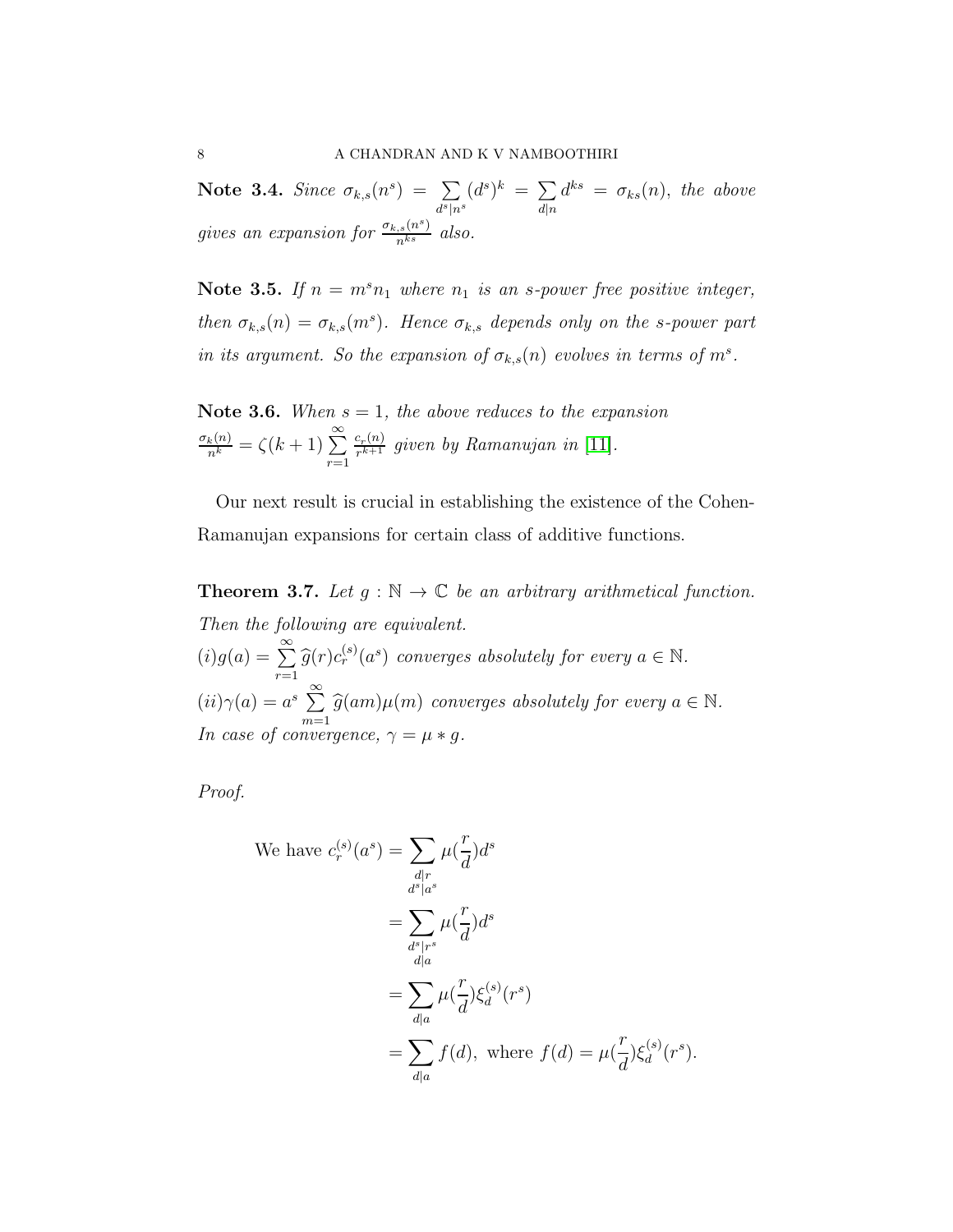**Note 3.4.** *Since* $\sigma_{k,s}(n^s) = \sum\limits_{d^s|n^s} (d^s)^k = \sum\limits_{d|n} d^{ks} = \sigma_{ks}(n)$*, the above gives an expansion for* $\frac{\sigma_{k,s}(n^s)}{n^{ks}}$ *also.*

**Note 3.5.** *If* $n = m^s n_1$ *where* $n_1$ *is an s-power free positive integer, then* $\sigma_{k,s}(n) = \sigma_{k,s}(m^s)$*. Hence* $\sigma_{k,s}$ *depends only on the s-power part in its argument. So the expansion of* $\sigma_{k,s}(n)$ *evolves in terms of* $m^s$*.*

**Note 3.6.** *When* $s = 1$*, the above reduces to the expansion* $\frac{\sigma_k(n)}{n^k} = \zeta(k+1) \sum\limits_{r=1}^{\infty} \frac{c_r(n)}{r^{k+1}}$ *given by Ramanujan in* [11].

Our next result is crucial in establishing the existence of the Cohen-Ramanujan expansions for certain class of additive functions.

**Theorem 3.7.** *Let* $g : \mathbb{N} \to \mathbb{C}$ *be an arbitrary arithmetical function. Then the following are equivalent.*
*(i)*$g(a) = \sum\limits_{r=1}^{\infty} \widehat{g}(r) c_r^{(s)}(a^s)$ *converges absolutely for every* $a \in \mathbb{N}$*.*
*(ii)*$\gamma(a) = a^s \sum\limits_{m=1}^{\infty} \widehat{g}(am)\mu(m)$ *converges absolutely for every* $a \in \mathbb{N}$*.*
*In case of convergence,* $\gamma = \mu * g$*.*

*Proof.*

$$
\begin{aligned}
\text{We have } c_r^{(s)}(a^s) &= \sum_{\substack{d|r \\ d^s|a^s}} \mu\left(\frac{r}{d}\right) d^s \\
&= \sum_{\substack{d^s|r^s \\ d|a}} \mu\left(\frac{r}{d}\right) d^s \\
&= \sum_{d|a} \mu\left(\frac{r}{d}\right) \xi_d^{(s)}(r^s) \\
&= \sum_{d|a} f(d), \text{ where } f(d) = \mu\left(\frac{r}{d}\right) \xi_d^{(s)}(r^s).
\end{aligned}
$$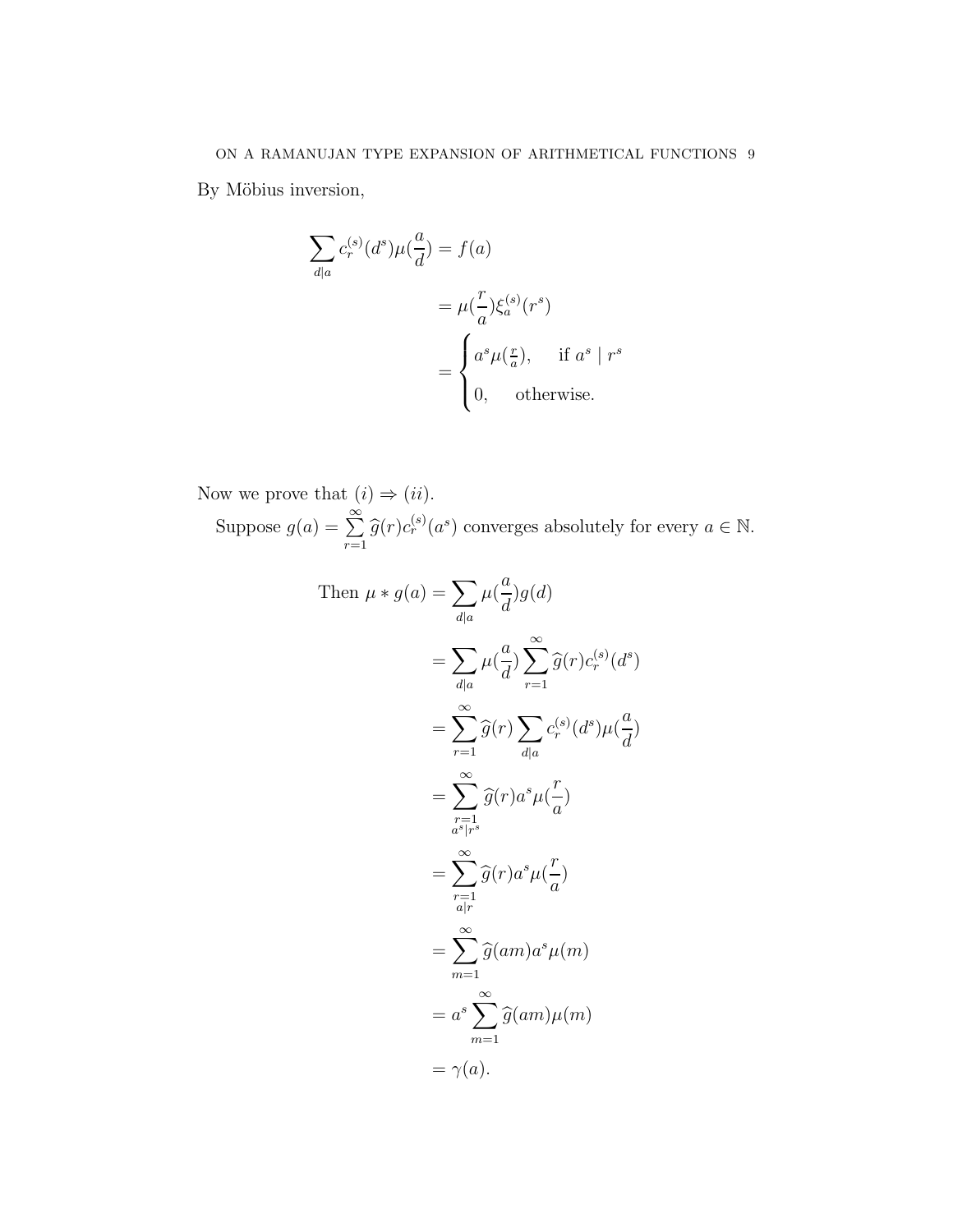By Möbius inversion,

$$
\begin{aligned}
\sum_{d|a} c_r^{(s)}(d^s)\mu(\frac{a}{d}) &= f(a) \\
&= \mu(\frac{r}{a})\xi_a^{(s)}(r^s) \\
&= \begin{cases} a^s\mu(\frac{r}{a}), & \text{if } a^s \mid r^s \\ 0, & \text{otherwise.} \end{cases}
\end{aligned}
$$

Now we prove that $(i) \Rightarrow (ii)$.

Suppose $g(a) = \sum_{r=1}^{\infty} \widehat{g}(r)c_r^{(s)}(a^s)$ converges absolutely for every $a \in \mathbb{N}$.

$$
\begin{aligned}
\text{Then } \mu * g(a) &= \sum_{d|a} \mu(\frac{a}{d})g(d) \\
&= \sum_{d|a} \mu(\frac{a}{d}) \sum_{r=1}^{\infty} \widehat{g}(r)c_r^{(s)}(d^s) \\
&= \sum_{r=1}^{\infty} \widehat{g}(r) \sum_{d|a} c_r^{(s)}(d^s)\mu(\frac{a}{d}) \\
&= \sum_{\substack{r=1 \\ a^s|r^s}}^{\infty} \widehat{g}(r)a^s\mu(\frac{r}{a}) \\
&= \sum_{\substack{r=1 \\ a|r}}^{\infty} \widehat{g}(r)a^s\mu(\frac{r}{a}) \\
&= \sum_{m=1}^{\infty} \widehat{g}(am)a^s\mu(m) \\
&= a^s \sum_{m=1}^{\infty} \widehat{g}(am)\mu(m) \\
&= \gamma(a).
\end{aligned}
$$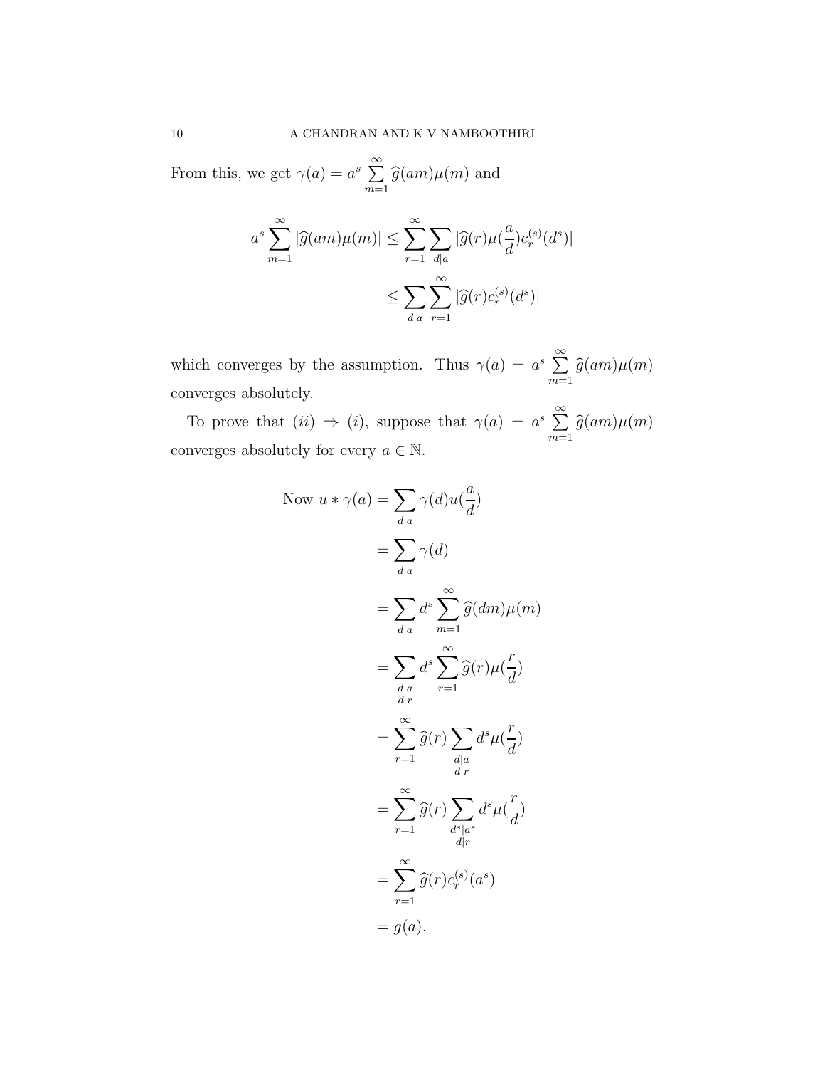From this, we get $\gamma(a) = a^s \sum\limits_{m=1}^{\infty} \widehat{g}(am)\mu(m)$ and

$$
\begin{aligned}
a^s \sum_{m=1}^{\infty} |\widehat{g}(am)\mu(m)| &\leq \sum_{r=1}^{\infty} \sum_{d|a} |\widehat{g}(r)\mu(\frac{a}{d})c_r^{(s)}(d^s)| \\
&\leq \sum_{d|a} \sum_{r=1}^{\infty} |\widehat{g}(r)c_r^{(s)}(d^s)|
\end{aligned}
$$

which converges by the assumption. Thus $\gamma(a) = a^s \sum\limits_{m=1}^{\infty} \widehat{g}(am)\mu(m)$ converges absolutely.

To prove that $(ii) \Rightarrow (i)$, suppose that $\gamma(a) = a^s \sum\limits_{m=1}^{\infty} \widehat{g}(am)\mu(m)$ converges absolutely for every $a \in \mathbb{N}$.

$$
\begin{aligned}
\text{Now } u * \gamma(a) &= \sum_{d|a} \gamma(d)u(\frac{a}{d}) \\
&= \sum_{d|a} \gamma(d) \\
&= \sum_{d|a} d^s \sum_{m=1}^{\infty} \widehat{g}(dm)\mu(m) \\
&= \sum_{\substack{d|a \\ d|r}} d^s \sum_{r=1}^{\infty} \widehat{g}(r)\mu(\frac{r}{d}) \\
&= \sum_{r=1}^{\infty} \widehat{g}(r) \sum_{\substack{d|a \\ d|r}} d^s \mu(\frac{r}{d}) \\
&= \sum_{r=1}^{\infty} \widehat{g}(r) \sum_{\substack{d^s|a^s \\ d|r}} d^s \mu(\frac{r}{d}) \\
&= \sum_{r=1}^{\infty} \widehat{g}(r) c_r^{(s)}(a^s) \\
&= g(a).
\end{aligned}
$$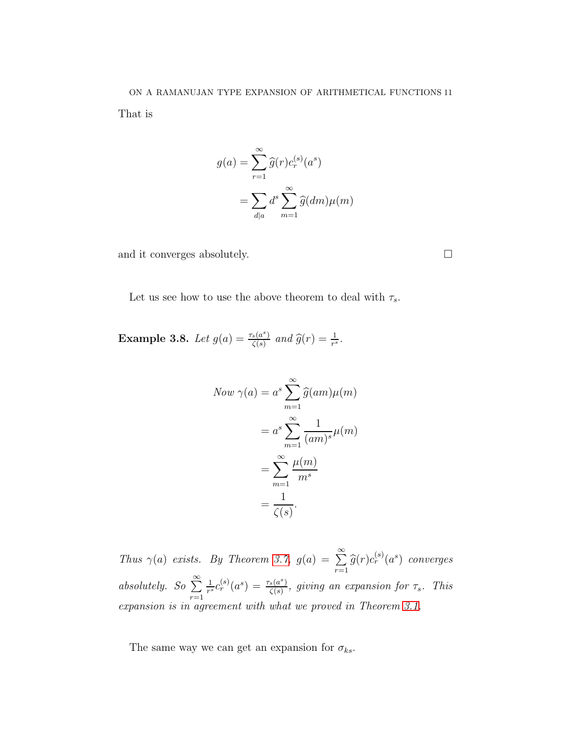That is

$$
\begin{aligned}
g(a) &= \sum_{r=1}^{\infty} \widehat{g}(r) c_r^{(s)}(a^s) \\
&= \sum_{d|a} d^s \sum_{m=1}^{\infty} \widehat{g}(dm)\mu(m)
\end{aligned}
$$

and it converges absolutely. □

Let us see how to use the above theorem to deal with $\tau_s$.

**Example 3.8.** *Let $g(a) = \frac{\tau_s(a^s)}{\zeta(s)}$ and $\widehat{g}(r) = \frac{1}{r^s}$.*

$$
\begin{aligned}
\textit{Now } \gamma(a) &= a^s \sum_{m=1}^{\infty} \widehat{g}(am)\mu(m) \\
&= a^s \sum_{m=1}^{\infty} \frac{1}{(am)^s}\mu(m) \\
&= \sum_{m=1}^{\infty} \frac{\mu(m)}{m^s} \\
&= \frac{1}{\zeta(s)}.
\end{aligned}
$$

*Thus $\gamma(a)$ exists. By Theorem 3.7, $g(a) = \sum_{r=1}^{\infty} \widehat{g}(r) c_r^{(s)}(a^s)$ converges absolutely. So $\sum_{r=1}^{\infty} \frac{1}{r^s} c_r^{(s)}(a^s) = \frac{\tau_s(a^s)}{\zeta(s)}$, giving an expansion for $\tau_s$. This expansion is in agreement with what we proved in Theorem 3.1.*

The same way we can get an expansion for $\sigma_{ks}$.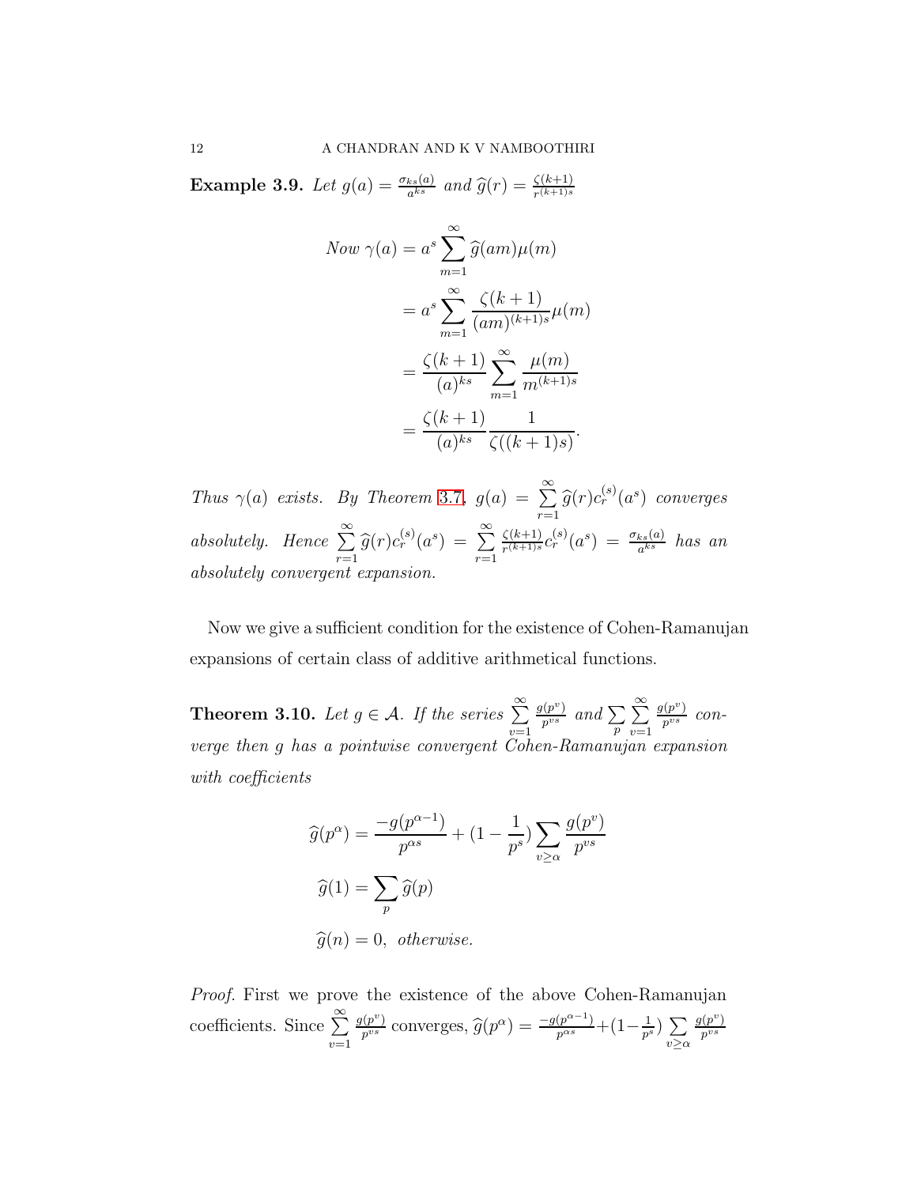**Example 3.9.** *Let $g(a) = \frac{\sigma_{ks}(a)}{a^{ks}}$ and $\widehat{g}(r) = \frac{\zeta(k+1)}{r^{(k+1)s}}$*

$$
\begin{aligned}
\text{Now } \gamma(a) &= a^s \sum_{m=1}^{\infty} \widehat{g}(am)\mu(m) \\
&= a^s \sum_{m=1}^{\infty} \frac{\zeta(k+1)}{(am)^{(k+1)s}}\mu(m) \\
&= \frac{\zeta(k+1)}{(a)^{ks}} \sum_{m=1}^{\infty} \frac{\mu(m)}{m^{(k+1)s}} \\
&= \frac{\zeta(k+1)}{(a)^{ks}} \frac{1}{\zeta((k+1)s)}.
\end{aligned}
$$

*Thus $\gamma(a)$ exists. By Theorem 3.7, $g(a) = \sum_{r=1}^{\infty} \widehat{g}(r)c_r^{(s)}(a^s)$ converges absolutely. Hence $\sum_{r=1}^{\infty} \widehat{g}(r)c_r^{(s)}(a^s) = \sum_{r=1}^{\infty} \frac{\zeta(k+1)}{r^{(k+1)s}}c_r^{(s)}(a^s) = \frac{\sigma_{ks}(a)}{a^{ks}}$ has an absolutely convergent expansion.*

Now we give a sufficient condition for the existence of Cohen-Ramanujan expansions of certain class of additive arithmetical functions.

**Theorem 3.10.** *Let $g \in \mathcal{A}$. If the series $\sum_{v=1}^{\infty} \frac{g(p^v)}{p^{vs}}$ and $\sum_{p} \sum_{v=1}^{\infty} \frac{g(p^v)}{p^{vs}}$ converge then $g$ has a pointwise convergent Cohen-Ramanujan expansion with coefficients*

$$
\begin{aligned}
\widehat{g}(p^\alpha) &= \frac{-g(p^{\alpha-1})}{p^{\alpha s}} + (1 - \frac{1}{p^s}) \sum_{v \geq \alpha} \frac{g(p^v)}{p^{vs}} \\
\widehat{g}(1) &= \sum_{p} \widehat{g}(p) \\
\widehat{g}(n) &= 0, \text{ otherwise.}
\end{aligned}
$$

*Proof.* First we prove the existence of the above Cohen-Ramanujan coefficients. Since $\sum_{v=1}^{\infty} \frac{g(p^v)}{p^{vs}}$ converges, $\widehat{g}(p^\alpha) = \frac{-g(p^{\alpha-1})}{p^{\alpha s}} + (1 - \frac{1}{p^s}) \sum_{v \geq \alpha} \frac{g(p^v)}{p^{vs}}$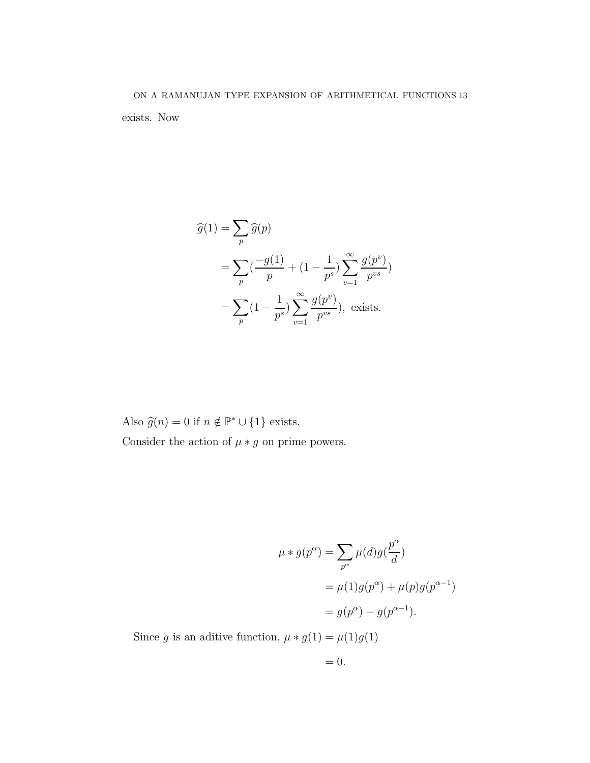exists. Now

$$\begin{aligned}
\widehat{g}(1) &= \sum_p \widehat{g}(p) \\
&= \sum_p \left(\frac{-g(1)}{p} + (1 - \frac{1}{p^s}) \sum_{v=1}^{\infty} \frac{g(p^v)}{p^{vs}}\right) \\
&= \sum_p (1 - \frac{1}{p^s}) \sum_{v=1}^{\infty} \frac{g(p^v)}{p^{vs}}), \text{ exists.}
\end{aligned}$$

Also $\widehat{g}(n) = 0$ if $n \notin \mathbb{P}^* \cup \{1\}$ exists.

Consider the action of $\mu * g$ on prime powers.

$$\begin{aligned}
\mu * g(p^\alpha) &= \sum_{p^\alpha} \mu(d) g(\frac{p^\alpha}{d}) \\
&= \mu(1) g(p^\alpha) + \mu(p) g(p^{\alpha-1}) \\
&= g(p^\alpha) - g(p^{\alpha-1}).
\end{aligned}$$

Since $g$ is an aditive function, $\mu * g(1) = \mu(1) g(1)$

$$= 0.$$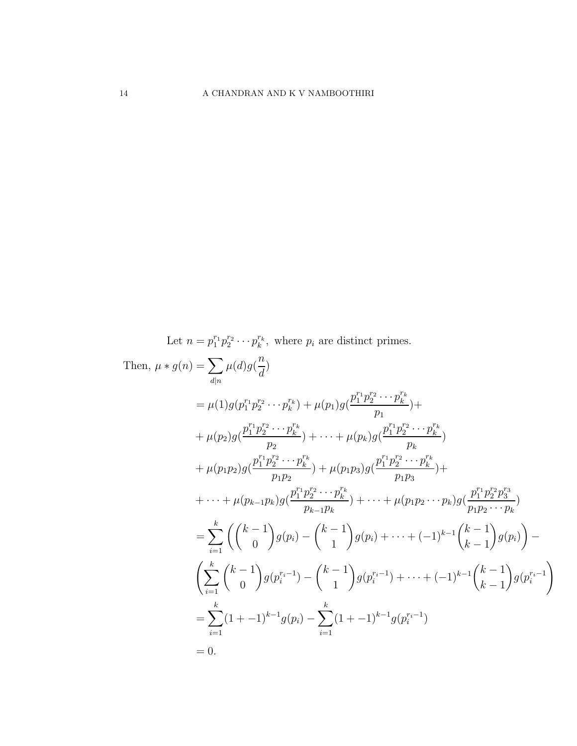Let $n = p_1^{r_1} p_2^{r_2} \cdots p_k^{r_k}$, where $p_i$ are distinct primes.

$$
\begin{aligned}
\text{Then, } \mu * g(n) &= \sum_{d|n} \mu(d) g(\frac{n}{d}) \\
&= \mu(1) g(p_1^{r_1} p_2^{r_2} \cdots p_k^{r_k}) + \mu(p_1) g(\frac{p_1^{r_1} p_2^{r_2} \cdots p_k^{r_k}}{p_1}) + \\
&+ \mu(p_2) g(\frac{p_1^{r_1} p_2^{r_2} \cdots p_k^{r_k}}{p_2}) + \cdots + \mu(p_k) g(\frac{p_1^{r_1} p_2^{r_2} \cdots p_k^{r_k}}{p_k}) \\
&+ \mu(p_1 p_2) g(\frac{p_1^{r_1} p_2^{r_2} \cdots p_k^{r_k}}{p_1 p_2}) + \mu(p_1 p_3) g(\frac{p_1^{r_1} p_2^{r_2} \cdots p_k^{r_k}}{p_1 p_3}) + \\
&+ \cdots + \mu(p_{k-1} p_k) g(\frac{p_1^{r_1} p_2^{r_2} \cdots p_k^{r_k}}{p_{k-1} p_k}) + \cdots + \mu(p_1 p_2 \cdots p_k) g(\frac{p_1^{r_1} p_2^{r_2} p_3^{r_3}}{p_1 p_2 \cdots p_k}) \\
&= \sum_{i=1}^{k} \left( \binom{k-1}{0} g(p_i) - \binom{k-1}{1} g(p_i) + \cdots + (-1)^{k-1} \binom{k-1}{k-1} g(p_i) \right) - \\
&\left( \sum_{i=1}^{k} \binom{k-1}{0} g(p_i^{r_i - 1}) - \binom{k-1}{1} g(p_i^{r_i - 1}) + \cdots + (-1)^{k-1} \binom{k-1}{k-1} g(p_i^{r_i - 1} \right) \\
&= \sum_{i=1}^{k} (1 + -1)^{k-1} g(p_i) - \sum_{i=1}^{k} (1 + -1)^{k-1} g(p_i^{r_i - 1}) \\
&= 0.
\end{aligned}
$$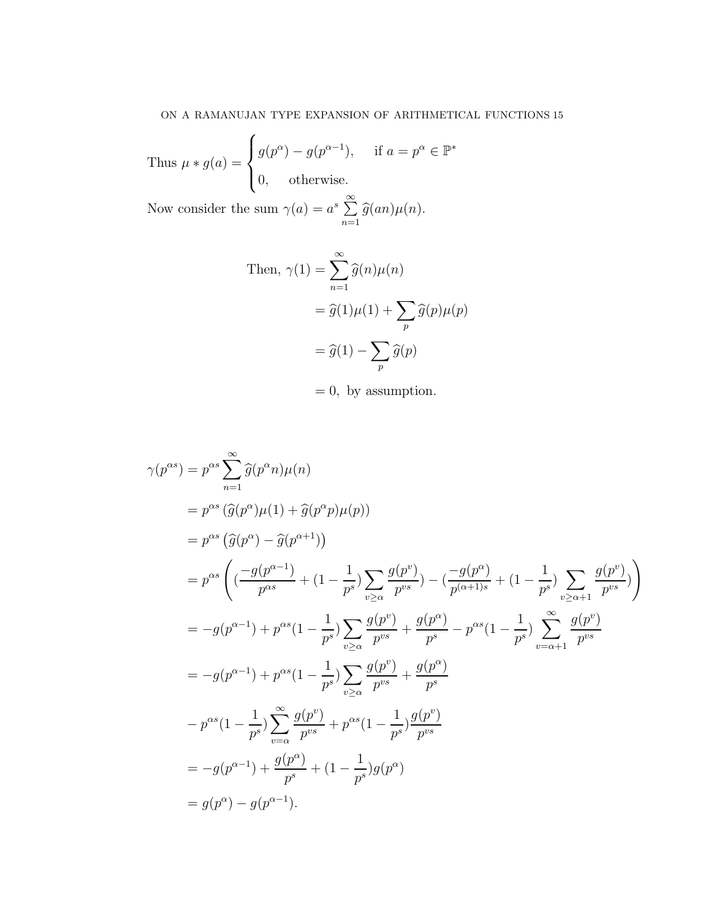Thus $\mu * g(a) = \begin{cases} g(p^\alpha) - g(p^{\alpha-1}), & \text{if } a = p^\alpha \in \mathbb{P}^* \\ 0, & \text{otherwise.} \end{cases}$

Now consider the sum $\gamma(a) = a^s \sum\limits_{n=1}^{\infty} \widehat{g}(an)\mu(n)$.

$$
\begin{aligned}
\text{Then, } \gamma(1) &= \sum_{n=1}^{\infty} \widehat{g}(n)\mu(n) \\
&= \widehat{g}(1)\mu(1) + \sum_{p} \widehat{g}(p)\mu(p) \\
&= \widehat{g}(1) - \sum_{p} \widehat{g}(p) \\
&= 0, \text{ by assumption.}
\end{aligned}
$$

$$
\begin{aligned}
\gamma(p^{\alpha s}) &= p^{\alpha s} \sum_{n=1}^{\infty} \widehat{g}(p^\alpha n)\mu(n) \\
&= p^{\alpha s} \left(\widehat{g}(p^\alpha)\mu(1) + \widehat{g}(p^\alpha p)\mu(p)\right) \\
&= p^{\alpha s} \left(\widehat{g}(p^\alpha) - \widehat{g}(p^{\alpha+1})\right) \\
&= p^{\alpha s} \left( \left(\frac{-g(p^{\alpha-1})}{p^{\alpha s}} + (1 - \frac{1}{p^s}) \sum_{v \geq \alpha} \frac{g(p^v)}{p^{vs}}\right) - \left(\frac{-g(p^\alpha)}{p^{(\alpha+1)s}} + (1 - \frac{1}{p^s}) \sum_{v \geq \alpha+1} \frac{g(p^v)}{p^{vs}}\right) \right) \\
&= -g(p^{\alpha-1}) + p^{\alpha s}(1 - \frac{1}{p^s}) \sum_{v \geq \alpha} \frac{g(p^v)}{p^{vs}} + \frac{g(p^\alpha)}{p^s} - p^{\alpha s}(1 - \frac{1}{p^s}) \sum_{v=\alpha+1}^{\infty} \frac{g(p^v)}{p^{vs}} \\
&= -g(p^{\alpha-1}) + p^{\alpha s}(1 - \frac{1}{p^s}) \sum_{v \geq \alpha} \frac{g(p^v)}{p^{vs}} + \frac{g(p^\alpha)}{p^s} \\
&\quad - p^{\alpha s}(1 - \frac{1}{p^s}) \sum_{v=\alpha}^{\infty} \frac{g(p^v)}{p^{vs}} + p^{\alpha s}(1 - \frac{1}{p^s}) \frac{g(p^v)}{p^{vs}} \\
&= -g(p^{\alpha-1}) + \frac{g(p^\alpha)}{p^s} + (1 - \frac{1}{p^s}) g(p^\alpha) \\
&= g(p^\alpha) - g(p^{\alpha-1}).
\end{aligned}
$$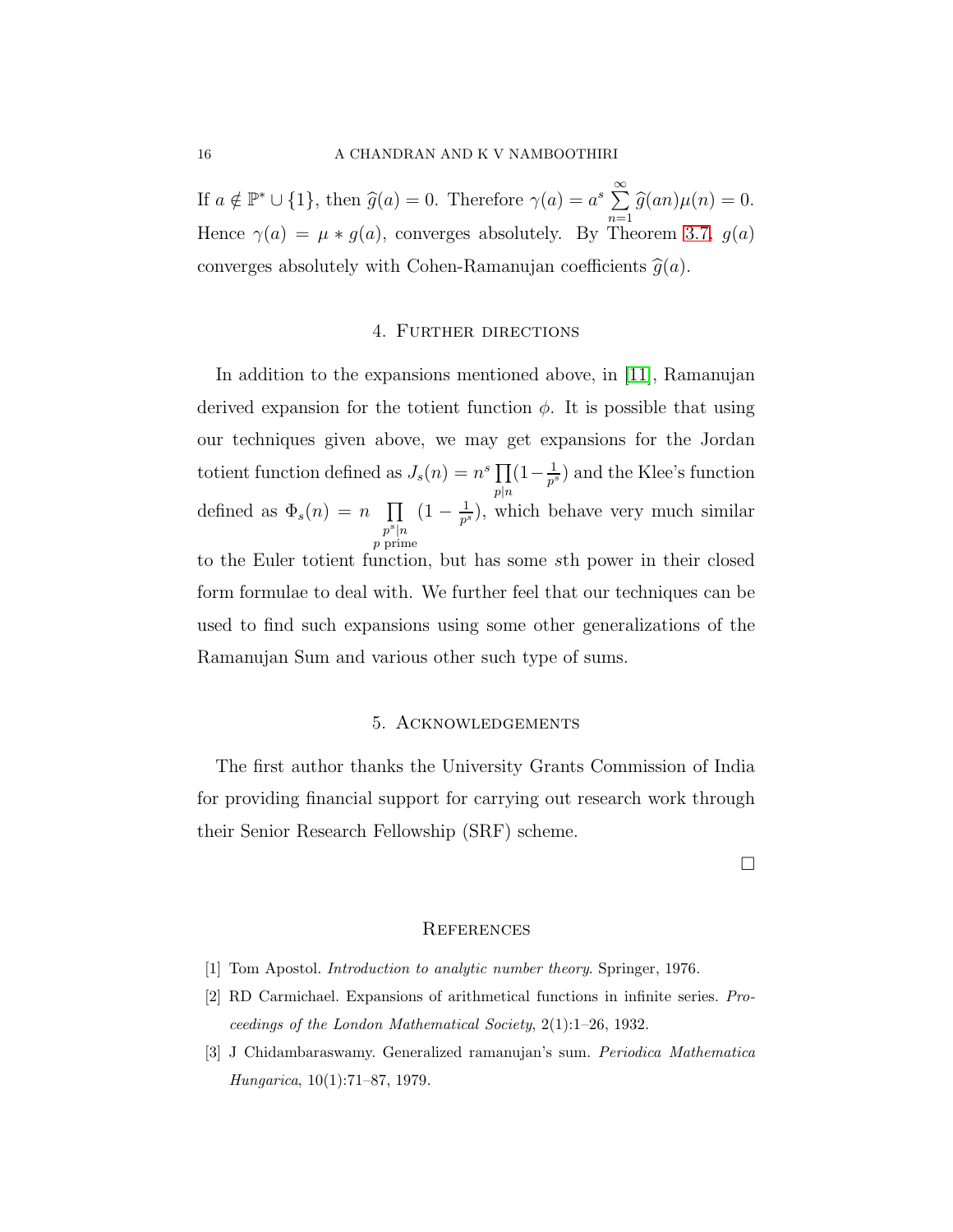If $a \notin \mathbb{P}^* \cup \{1\}$, then $\widehat{g}(a) = 0$. Therefore $\gamma(a) = a^s \sum_{n=1}^{\infty} \widehat{g}(an)\mu(n) = 0$. Hence $\gamma(a) = \mu * g(a)$, converges absolutely. By Theorem 3.7, $g(a)$ converges absolutely with Cohen-Ramanujan coefficients $\widehat{g}(a)$.

## 4. Further directions

In addition to the expansions mentioned above, in [11], Ramanujan derived expansion for the totient function $\phi$. It is possible that using our techniques given above, we may get expansions for the Jordan totient function defined as $J_s(n) = n^s \prod_{p|n}(1 - \frac{1}{p^s})$ and the Klee's function defined as $\Phi_s(n) = n \prod_{\substack{p^s|n \\ p \text{ prime}}} (1 - \frac{1}{p^s})$, which behave very much similar to the Euler totient function, but has some $s$th power in their closed form formulae to deal with. We further feel that our techniques can be used to find such expansions using some other generalizations of the Ramanujan Sum and various other such type of sums.

## 5. Acknowledgements

The first author thanks the University Grants Commission of India for providing financial support for carrying out research work through their Senior Research Fellowship (SRF) scheme.

□

## References

[1] Tom Apostol. *Introduction to analytic number theory*. Springer, 1976.

[2] RD Carmichael. Expansions of arithmetical functions in infinite series. *Proceedings of the London Mathematical Society*, 2(1):1–26, 1932.

[3] J Chidambaraswamy. Generalized ramanujan's sum. *Periodica Mathematica Hungarica*, 10(1):71–87, 1979.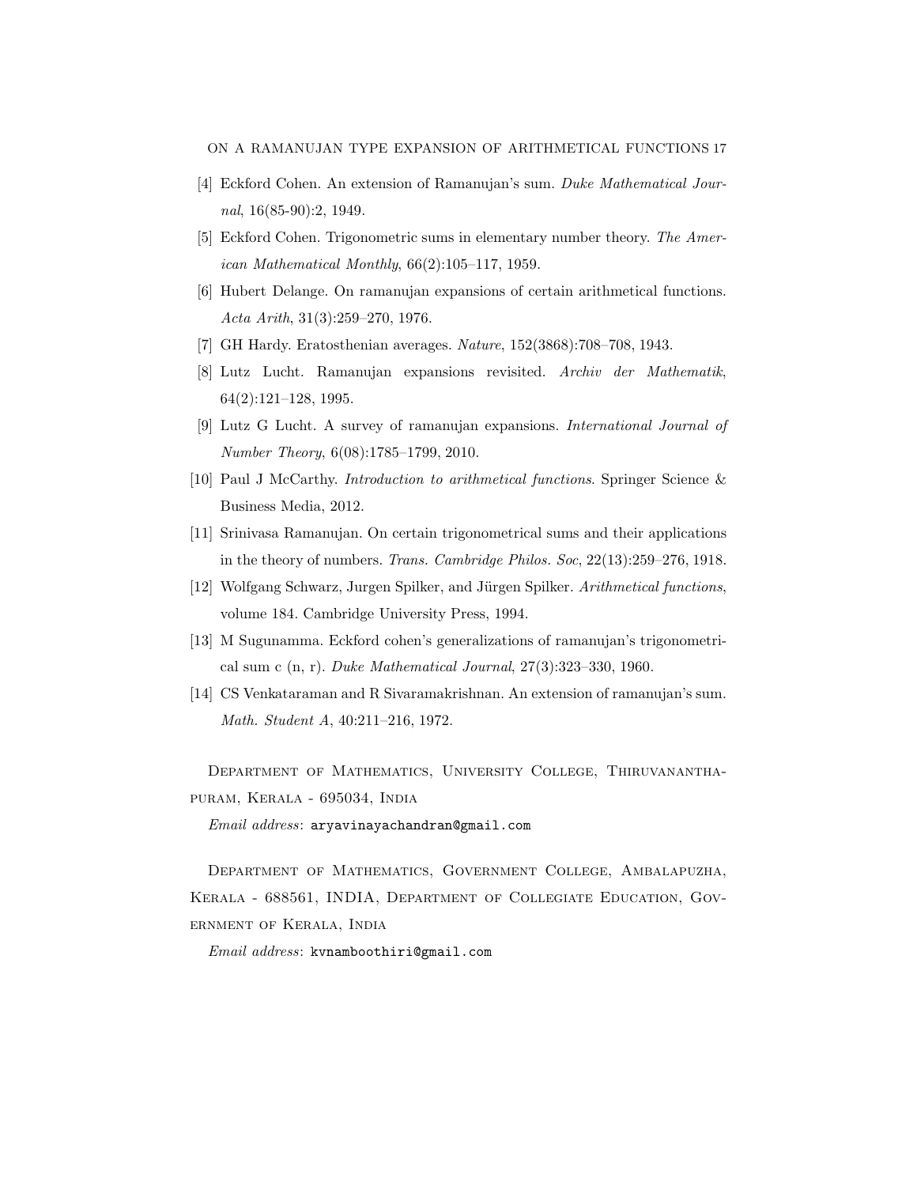[4] Eckford Cohen. An extension of Ramanujan's sum. *Duke Mathematical Journal*, 16(85-90):2, 1949.

[5] Eckford Cohen. Trigonometric sums in elementary number theory. *The American Mathematical Monthly*, 66(2):105–117, 1959.

[6] Hubert Delange. On ramanujan expansions of certain arithmetical functions. *Acta Arith*, 31(3):259–270, 1976.

[7] GH Hardy. Eratosthenian averages. *Nature*, 152(3868):708–708, 1943.

[8] Lutz Lucht. Ramanujan expansions revisited. *Archiv der Mathematik*, 64(2):121–128, 1995.

[9] Lutz G Lucht. A survey of ramanujan expansions. *International Journal of Number Theory*, 6(08):1785–1799, 2010.

[10] Paul J McCarthy. *Introduction to arithmetical functions*. Springer Science & Business Media, 2012.

[11] Srinivasa Ramanujan. On certain trigonometrical sums and their applications in the theory of numbers. *Trans. Cambridge Philos. Soc*, 22(13):259–276, 1918.

[12] Wolfgang Schwarz, Jurgen Spilker, and Jürgen Spilker. *Arithmetical functions*, volume 184. Cambridge University Press, 1994.

[13] M Sugunamma. Eckford cohen's generalizations of ramanujan's trigonometrical sum c (n, r). *Duke Mathematical Journal*, 27(3):323–330, 1960.

[14] CS Venkataraman and R Sivaramakrishnan. An extension of ramanujan's sum. *Math. Student A*, 40:211–216, 1972.

Department of Mathematics, University College, Thiruvananthapuram, Kerala - 695034, India

*Email address*: aryavinayachandran@gmail.com

Department of Mathematics, Government College, Ambalapuzha, Kerala - 688561, INDIA, Department of Collegiate Education, Government of Kerala, India

*Email address*: kvnamboothiri@gmail.com